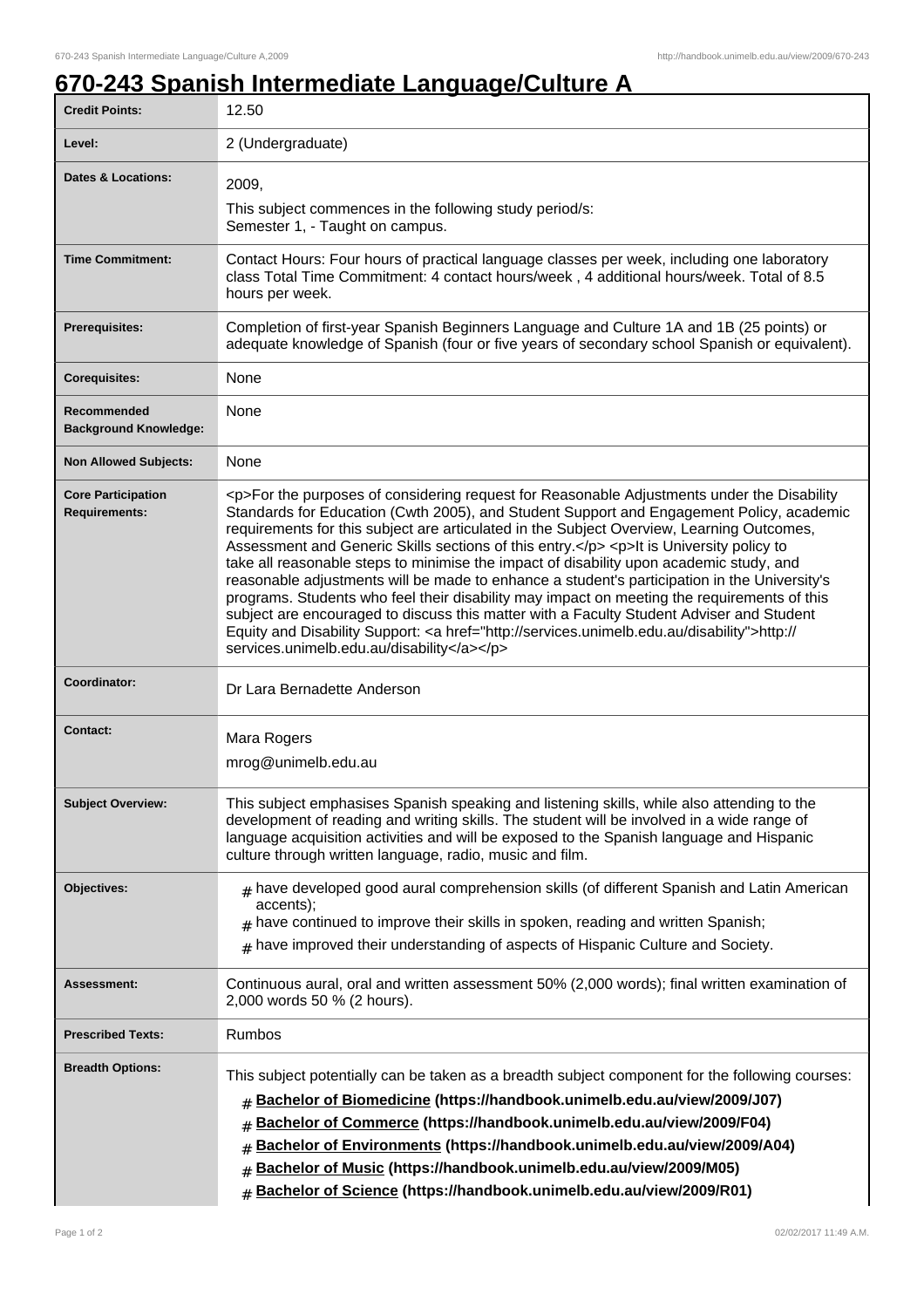# 670-243 Spanish Intermediate Language/Culture A

| | |
|---|---|
| **Credit Points:** | 12.50 |
| **Level:** | 2 (Undergraduate) |
| **Dates & Locations:** | 2009,<br>This subject commences in the following study period/s:<br>Semester 1, - Taught on campus. |
| **Time Commitment:** | Contact Hours: Four hours of practical language classes per week, including one laboratory class Total Time Commitment: 4 contact hours/week , 4 additional hours/week. Total of 8.5 hours per week. |
| **Prerequisites:** | Completion of first-year Spanish Beginners Language and Culture 1A and 1B (25 points) or adequate knowledge of Spanish (four or five years of secondary school Spanish or equivalent). |
| **Corequisites:** | None |
| **Recommended Background Knowledge:** | None |
| **Non Allowed Subjects:** | None |
| **Core Participation Requirements:** | <p>For the purposes of considering request for Reasonable Adjustments under the Disability Standards for Education (Cwth 2005), and Student Support and Engagement Policy, academic requirements for this subject are articulated in the Subject Overview, Learning Outcomes, Assessment and Generic Skills sections of this entry.</p> <p>It is University policy to take all reasonable steps to minimise the impact of disability upon academic study, and reasonable adjustments will be made to enhance a student's participation in the University's programs. Students who feel their disability may impact on meeting the requirements of this subject are encouraged to discuss this matter with a Faculty Student Adviser and Student Equity and Disability Support: <a href="http://services.unimelb.edu.au/disability">http://services.unimelb.edu.au/disability</a></p> |
| **Coordinator:** | Dr Lara Bernadette Anderson |
| **Contact:** | Mara Rogers<br>mrog@unimelb.edu.au |
| **Subject Overview:** | This subject emphasises Spanish speaking and listening skills, while also attending to the development of reading and writing skills. The student will be involved in a wide range of language acquisition activities and will be exposed to the Spanish language and Hispanic culture through written language, radio, music and film. |
| **Objectives:** | # have developed good aural comprehension skills (of different Spanish and Latin American accents);<br># have continued to improve their skills in spoken, reading and written Spanish;<br># have improved their understanding of aspects of Hispanic Culture and Society. |
| **Assessment:** | Continuous aural, oral and written assessment 50% (2,000 words); final written examination of 2,000 words 50 % (2 hours). |
| **Prescribed Texts:** | Rumbos |
| **Breadth Options:** | This subject potentially can be taken as a breadth subject component for the following courses:<br># **Bachelor of Biomedicine (https://handbook.unimelb.edu.au/view/2009/J07)**<br># **Bachelor of Commerce (https://handbook.unimelb.edu.au/view/2009/F04)**<br># **Bachelor of Environments (https://handbook.unimelb.edu.au/view/2009/A04)**<br># **Bachelor of Music (https://handbook.unimelb.edu.au/view/2009/M05)**<br># **Bachelor of Science (https://handbook.unimelb.edu.au/view/2009/R01)** |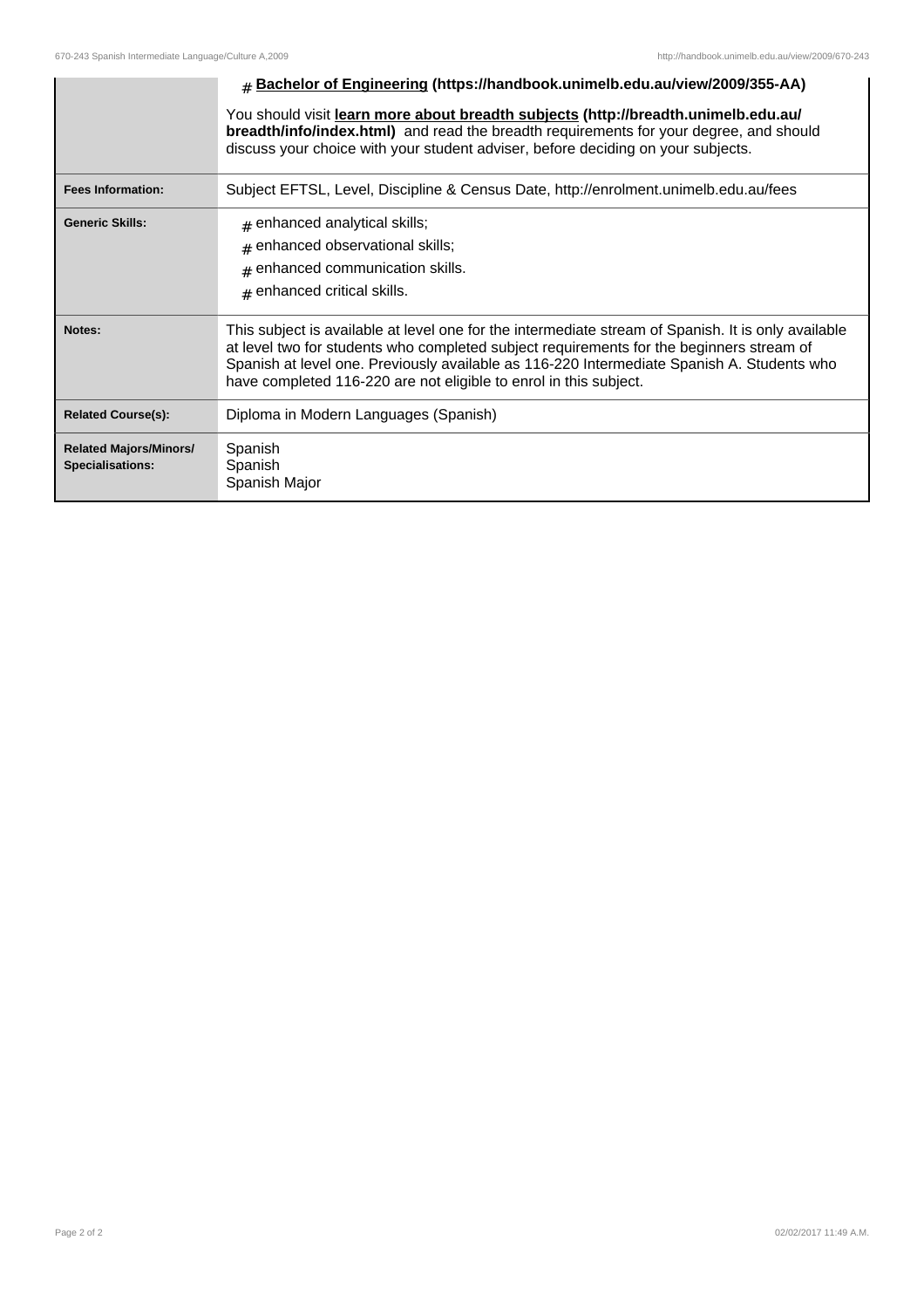| | |
|---|---|
| | # **Bachelor of Engineering (https://handbook.unimelb.edu.au/view/2009/355-AA)**<br><br>You should visit **learn more about breadth subjects (http://breadth.unimelb.edu.au/breadth/info/index.html)** and read the breadth requirements for your degree, and should discuss your choice with your student adviser, before deciding on your subjects. |
| **Fees Information:** | Subject EFTSL, Level, Discipline & Census Date, http://enrolment.unimelb.edu.au/fees |
| **Generic Skills:** | # enhanced analytical skills;<br># enhanced observational skills;<br># enhanced communication skills.<br># enhanced critical skills. |
| **Notes:** | This subject is available at level one for the intermediate stream of Spanish. It is only available at level two for students who completed subject requirements for the beginners stream of Spanish at level one. Previously available as 116-220 Intermediate Spanish A. Students who have completed 116-220 are not eligible to enrol in this subject. |
| **Related Course(s):** | Diploma in Modern Languages (Spanish) |
| **Related Majors/Minors/ Specialisations:** | Spanish<br>Spanish<br>Spanish Major |